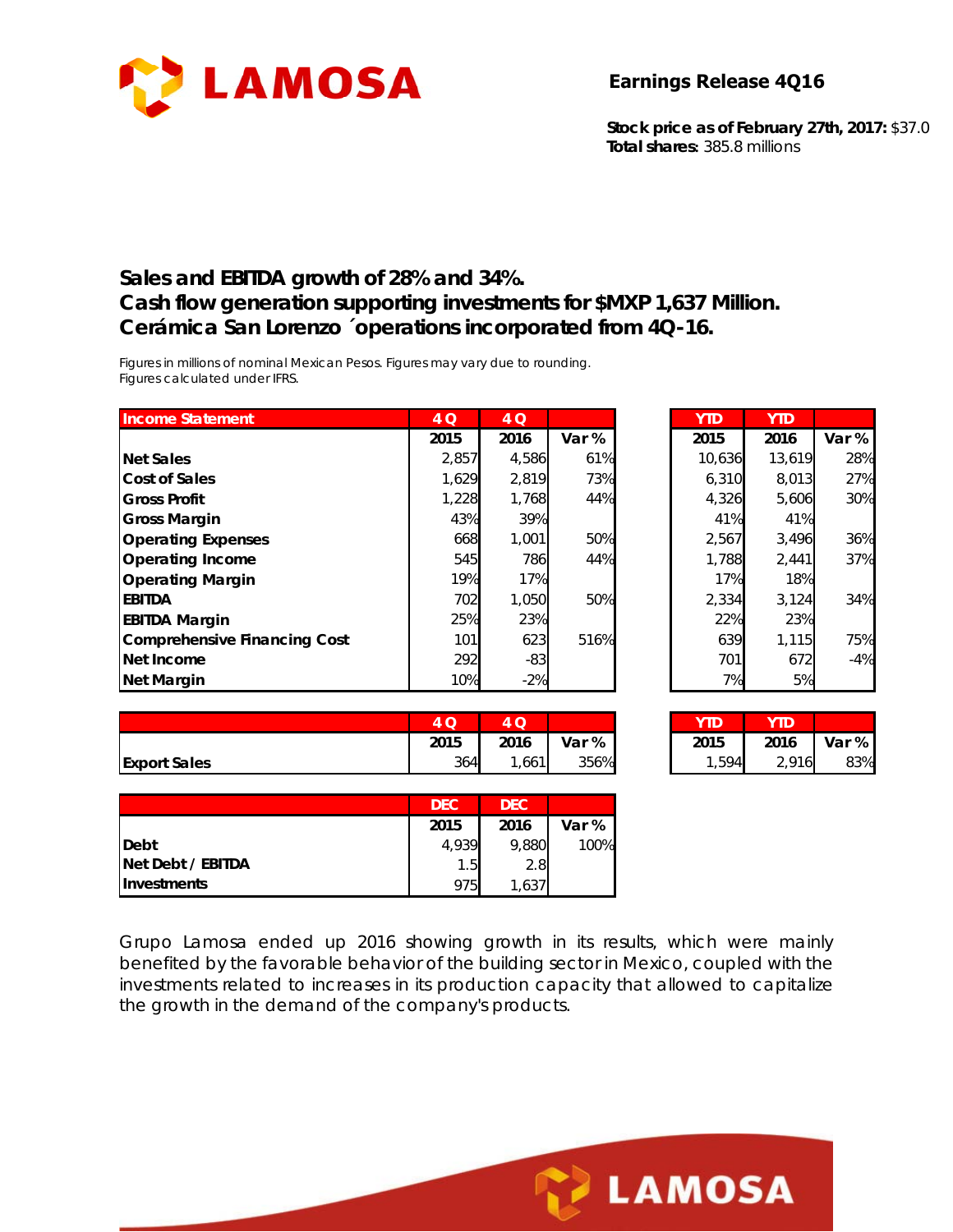# LAMOSA

**Earnings Release 4Q16**

**Stock price as of February 27th, 2017:** $37.0
**Total shares**: 385.8 millions

## Sales and EBITDA growth of 28% and 34%.
## Cash flow generation supporting investments for $MXP 1,637 Million.
## Cerámica San Lorenzo ´operations incorporated from 4Q-16.

*Figures in millions of nominal Mexican Pesos. Figures may vary due to rounding.*
*Figures calculated under IFRS.*

| Income Statement | 4 Q 2015 | 4 Q 2016 | Var % | YTD 2015 | YTD 2016 | Var % |
|---|---|---|---|---|---|---|
| **Net Sales** | 2,857 | 4,586 | 61% | 10,636 | 13,619 | 28% |
| **Cost of Sales** | 1,629 | 2,819 | 73% | 6,310 | 8,013 | 27% |
| **Gross Profit** | 1,228 | 1,768 | 44% | 4,326 | 5,606 | 30% |
| **Gross Margin** | 43% | 39% | | 41% | 41% | |
| **Operating Expenses** | 668 | 1,001 | 50% | 2,567 | 3,496 | 36% |
| **Operating Income** | 545 | 786 | 44% | 1,788 | 2,441 | 37% |
| **Operating Margin** | 19% | 17% | | 17% | 18% | |
| **EBITDA** | 702 | 1,050 | 50% | 2,334 | 3,124 | 34% |
| **EBITDA Margin** | 25% | 23% | | 22% | 23% | |
| **Comprehensive Financing Cost** | 101 | 623 | 516% | 639 | 1,115 | 75% |
| **Net Income** | 292 | -83 | | 701 | 672 | -4% |
| **Net Margin** | 10% | -2% | | 7% | 5% | |

| | 4 Q 2015 | 4 Q 2016 | Var % | YTD 2015 | YTD 2016 | Var % |
|---|---|---|---|---|---|---|
| **Export Sales** | 364 | 1,661 | 356% | 1,594 | 2,916 | 83% |

| | DEC 2015 | DEC 2016 | Var % |
|---|---|---|---|
| **Debt** | 4,939 | 9,880 | 100% |
| **Net Debt / EBITDA** | 1.5 | 2.8 | |
| **Investments** | 975 | 1,637 | |

Grupo Lamosa ended up 2016 showing growth in its results, which were mainly benefited by the favorable behavior of the building sector in Mexico, coupled with the investments related to increases in its production capacity that allowed to capitalize the growth in the demand of the company's products.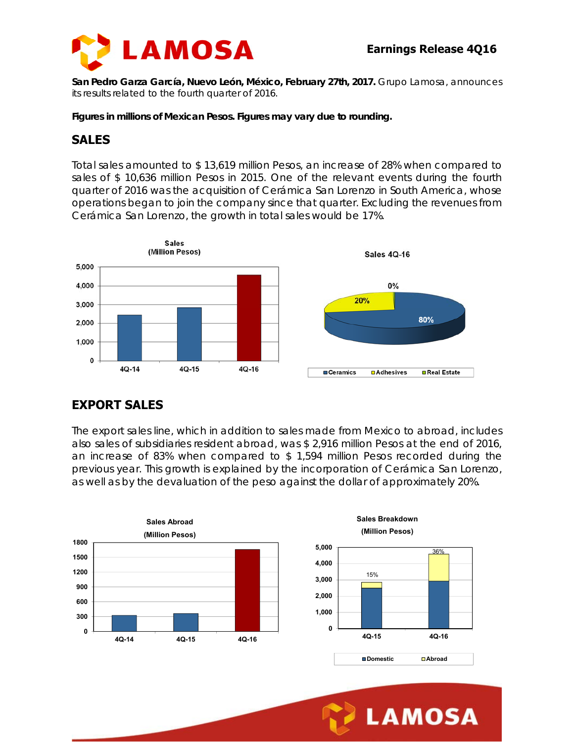# Earnings Release 4Q16

**San Pedro Garza García, Nuevo León, México, February 27th, 2017.** Grupo Lamosa, announces its results related to the fourth quarter of 2016.

**Figures in millions of Mexican Pesos. Figures may vary due to rounding.**

## SALES

Total sales amounted to $ 13,619 million Pesos, an increase of 28% when compared to sales of $ 10,636 million Pesos in 2015. One of the relevant events during the fourth quarter of 2016 was the acquisition of Cerámica San Lorenzo in South America, whose operations began to join the company since that quarter. Excluding the revenues from Cerámica San Lorenzo, the growth in total sales would be 17%.

Sales (Million Pesos)

Sales 4Q-16

Ceramics 80% · Adhesives 20% · Real Estate 0%

## EXPORT SALES

The export sales line, which in addition to sales made from Mexico to abroad, includes also sales of subsidiaries resident abroad, was $ 2,916 million Pesos at the end of 2016, an increase of 83% when compared to $ 1,594 million Pesos recorded during the previous year. This growth is explained by the incorporation of Cerámica San Lorenzo, as well as by the devaluation of the peso against the dollar of approximately 20%.

Sales Abroad (Million Pesos)

Sales Breakdown (Million Pesos)

Domestic · Abroad (4Q-15: 15%; 4Q-16: 36%)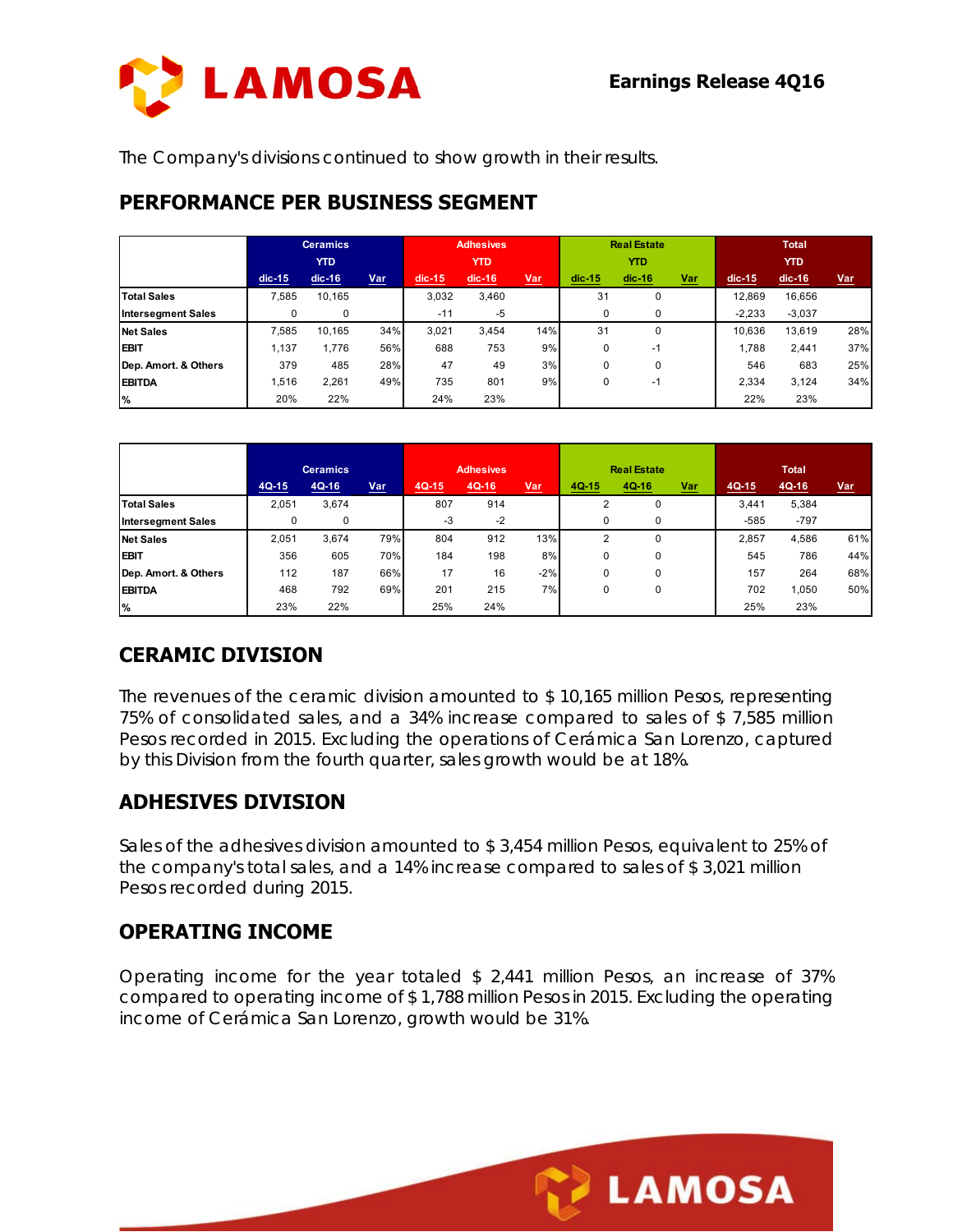The Company's divisions continued to show growth in their results.

## PERFORMANCE PER BUSINESS SEGMENT

| | Ceramics YTD | | | Adhesives YTD | | | Real Estate YTD | | | Total YTD | | |
|---|---|---|---|---|---|---|---|---|---|---|---|---|
| | dic-15 | dic-16 | Var | dic-15 | dic-16 | Var | dic-15 | dic-16 | Var | dic-15 | dic-16 | Var |
| **Total Sales** | 7,585 | 10,165 | | 3,032 | 3,460 | | 31 | 0 | | 12,869 | 16,656 | |
| Intersegment Sales | 0 | 0 | | -11 | -5 | | 0 | 0 | | -2,233 | -3,037 | |
| **Net Sales** | 7,585 | 10,165 | 34% | 3,021 | 3,454 | 14% | 31 | 0 | | 10,636 | 13,619 | 28% |
| **EBIT** | 1,137 | 1,776 | 56% | 688 | 753 | 9% | 0 | -1 | | 1,788 | 2,441 | 37% |
| Dep. Amort. & Others | 379 | 485 | 28% | 47 | 49 | 3% | 0 | 0 | | 546 | 683 | 25% |
| **EBITDA** | 1,516 | 2,261 | 49% | 735 | 801 | 9% | 0 | -1 | | 2,334 | 3,124 | 34% |
| % | 20% | 22% | | 24% | 23% | | | | | 22% | 23% | |

| | Ceramics | | | Adhesives | | | Real Estate | | | Total | | |
|---|---|---|---|---|---|---|---|---|---|---|---|---|
| | 4Q-15 | 4Q-16 | Var | 4Q-15 | 4Q-16 | Var | 4Q-15 | 4Q-16 | Var | 4Q-15 | 4Q-16 | Var |
| **Total Sales** | 2,051 | 3,674 | | 807 | 914 | | 2 | 0 | | 3,441 | 5,384 | |
| Intersegment Sales | 0 | 0 | | -3 | -2 | | 0 | 0 | | -585 | -797 | |
| **Net Sales** | 2,051 | 3,674 | 79% | 804 | 912 | 13% | 2 | 0 | | 2,857 | 4,586 | 61% |
| **EBIT** | 356 | 605 | 70% | 184 | 198 | 8% | 0 | 0 | | 545 | 786 | 44% |
| Dep. Amort. & Others | 112 | 187 | 66% | 17 | 16 | -2% | 0 | 0 | | 157 | 264 | 68% |
| **EBITDA** | 468 | 792 | 69% | 201 | 215 | 7% | 0 | 0 | | 702 | 1,050 | 50% |
| % | 23% | 22% | | 25% | 24% | | | | | 25% | 23% | |

## CERAMIC DIVISION

The revenues of the ceramic division amounted to $ 10,165 million Pesos, representing 75% of consolidated sales, and a 34% increase compared to sales of $ 7,585 million Pesos recorded in 2015. Excluding the operations of Cerámica San Lorenzo, captured by this Division from the fourth quarter, sales growth would be at 18%.

## ADHESIVES DIVISION

Sales of the adhesives division amounted to $ 3,454 million Pesos, equivalent to 25% of the company's total sales, and a 14% increase compared to sales of $ 3,021 million Pesos recorded during 2015.

## OPERATING INCOME

Operating income for the year totaled $ 2,441 million Pesos, an increase of 37% compared to operating income of $ 1,788 million Pesos in 2015. Excluding the operating income of Cerámica San Lorenzo, growth would be 31%.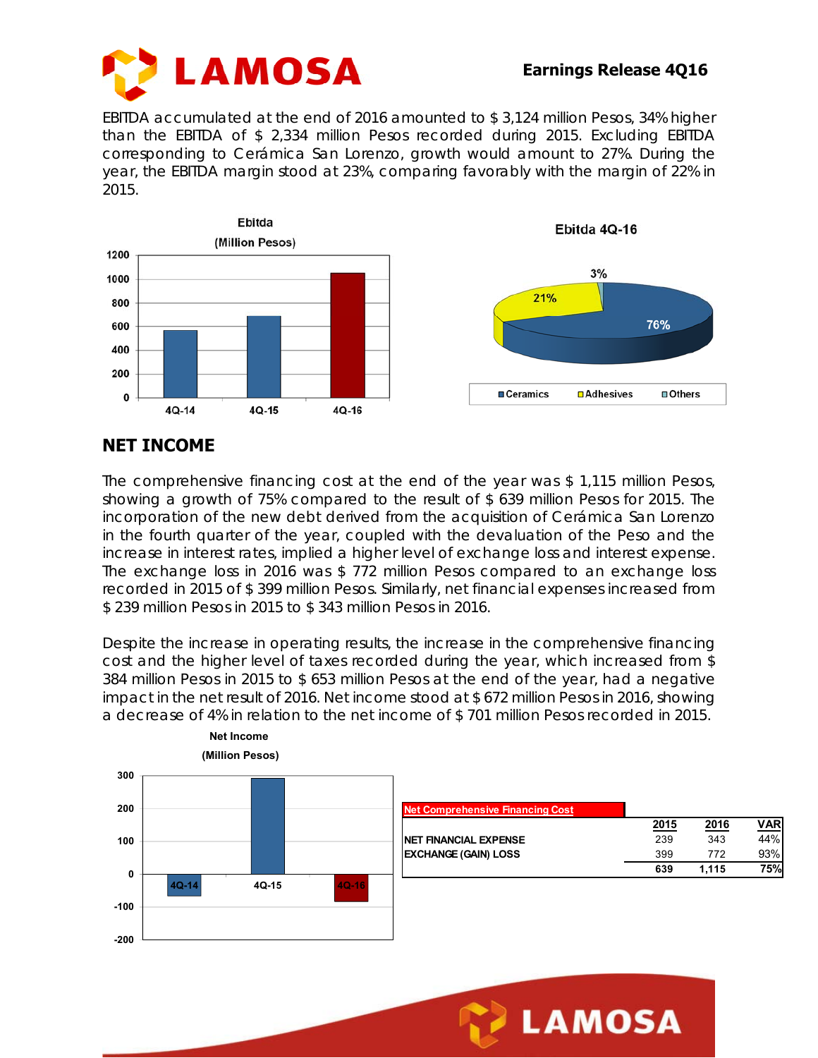EBITDA accumulated at the end of 2016 amounted to $ 3,124 million Pesos, 34% higher than the EBITDA of $ 2,334 million Pesos recorded during 2015. Excluding EBITDA corresponding to Cerámica San Lorenzo, growth would amount to 27%. During the year, the EBITDA margin stood at 23%, comparing favorably with the margin of 22% in 2015.

## NET INCOME

The comprehensive financing cost at the end of the year was $ 1,115 million Pesos, showing a growth of 75% compared to the result of $ 639 million Pesos for 2015. The incorporation of the new debt derived from the acquisition of Cerámica San Lorenzo in the fourth quarter of the year, coupled with the devaluation of the Peso and the increase in interest rates, implied a higher level of exchange loss and interest expense. The exchange loss in 2016 was $ 772 million Pesos compared to an exchange loss recorded in 2015 of $ 399 million Pesos. Similarly, net financial expenses increased from $ 239 million Pesos in 2015 to $ 343 million Pesos in 2016.

Despite the increase in operating results, the increase in the comprehensive financing cost and the higher level of taxes recorded during the year, which increased from $ 384 million Pesos in 2015 to $ 653 million Pesos at the end of the year, had a negative impact in the net result of 2016. Net income stood at $ 672 million Pesos in 2016, showing a decrease of 4% in relation to the net income of $ 701 million Pesos recorded in 2015.

| Net Comprehensive Financing Cost | 2015 | 2016 | VAR |
|---|---|---|---|
| NET FINANCIAL EXPENSE | 239 | 343 | 44% |
| EXCHANGE (GAIN) LOSS | 399 | 772 | 93% |
| | 639 | 1,115 | 75% |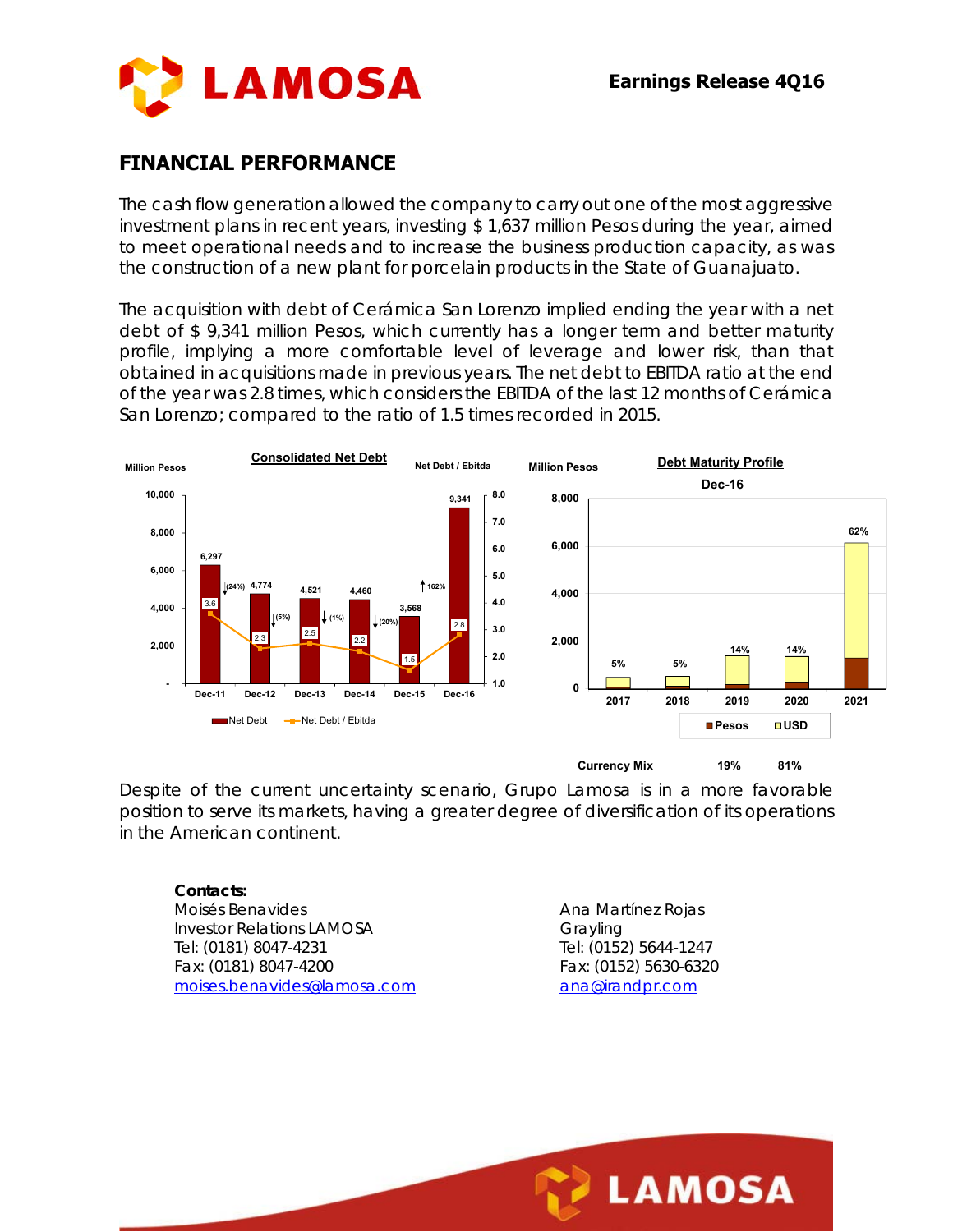## FINANCIAL PERFORMANCE

The cash flow generation allowed the company to carry out one of the most aggressive investment plans in recent years, investing $ 1,637 million Pesos during the year, aimed to meet operational needs and to increase the business production capacity, as was the construction of a new plant for porcelain products in the State of Guanajuato.

The acquisition with debt of Cerámica San Lorenzo implied ending the year with a net debt of $ 9,341 million Pesos, which currently has a longer term and better maturity profile, implying a more comfortable level of leverage and lower risk, than that obtained in acquisitions made in previous years. The net debt to EBITDA ratio at the end of the year was 2.8 times, which considers the EBITDA of the last 12 months of Cerámica San Lorenzo; compared to the ratio of 1.5 times recorded in 2015.

**Consolidated Net Debt**

Million Pesos

Net Debt / Ebitda

Dec-11: 6,297 — 3.6
(24%)
Dec-12: 4,774 — 2.3
(5%)
Dec-13: 4,521 — 2.5
(1%)
Dec-14: 4,460 — 2.2
(20%)
Dec-15: 3,568 — 1.5
162%
Dec-16: 9,341 — 2.8

Net Debt — Net Debt / Ebitda

**Debt Maturity Profile**

**Dec-16**

Million Pesos

2017: 5%
2018: 5%
2019: 14%
2020: 14%
2021: 62%

Pesos — USD

Currency Mix 19% 81%

Despite of the current uncertainty scenario, Grupo Lamosa is in a more favorable position to serve its markets, having a greater degree of diversification of its operations in the American continent.

**Contacts:**

Moisés Benavides
Investor Relations LAMOSA
Tel: (0181) 8047-4231
Fax: (0181) 8047-4200
moises.benavides@lamosa.com

Ana Martínez Rojas
Grayling
Tel: (0152) 5644-1247
Fax: (0152) 5630-6320
ana@irandpr.com